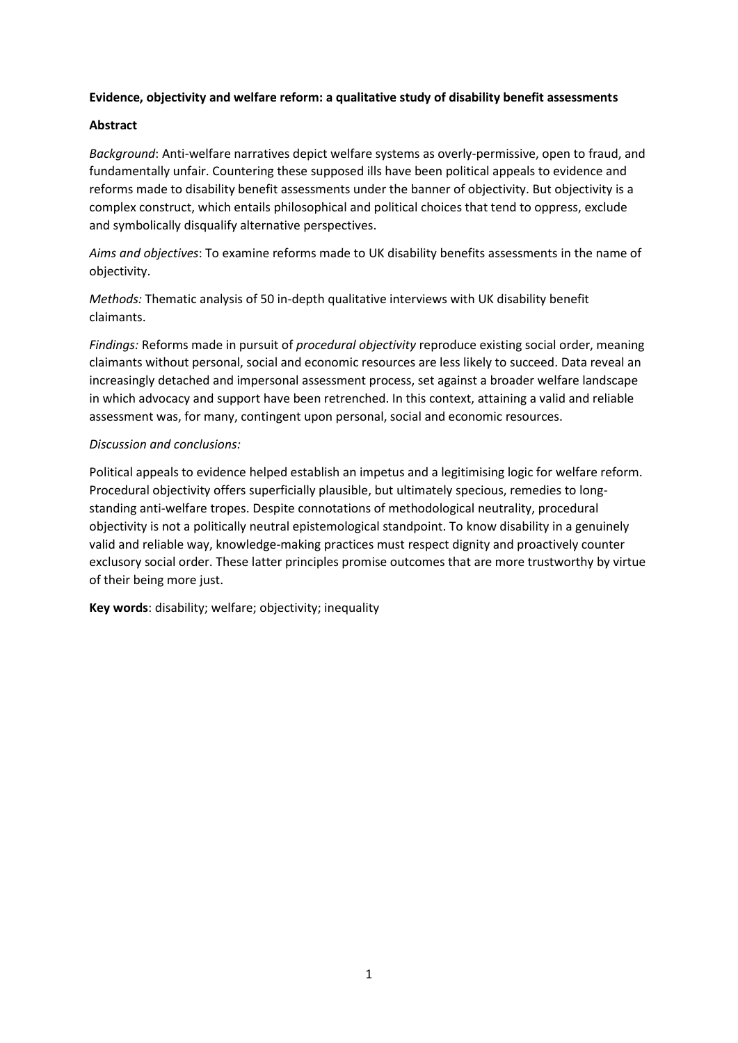**Evidence, objectivity and welfare reform: a qualitative study of disability benefit assessments**

**Abstract**

*Background*: Anti-welfare narratives depict welfare systems as overly-permissive, open to fraud, and fundamentally unfair. Countering these supposed ills have been political appeals to evidence and reforms made to disability benefit assessments under the banner of objectivity. But objectivity is a complex construct, which entails philosophical and political choices that tend to oppress, exclude and symbolically disqualify alternative perspectives.

*Aims and objectives*: To examine reforms made to UK disability benefits assessments in the name of objectivity.

*Methods:* Thematic analysis of 50 in-depth qualitative interviews with UK disability benefit claimants.

*Findings:* Reforms made in pursuit of *procedural objectivity* reproduce existing social order, meaning claimants without personal, social and economic resources are less likely to succeed. Data reveal an increasingly detached and impersonal assessment process, set against a broader welfare landscape in which advocacy and support have been retrenched. In this context, attaining a valid and reliable assessment was, for many, contingent upon personal, social and economic resources.

*Discussion and conclusions:*

Political appeals to evidence helped establish an impetus and a legitimising logic for welfare reform. Procedural objectivity offers superficially plausible, but ultimately specious, remedies to long-standing anti-welfare tropes. Despite connotations of methodological neutrality, procedural objectivity is not a politically neutral epistemological standpoint. To know disability in a genuinely valid and reliable way, knowledge-making practices must respect dignity and proactively counter exclusory social order. These latter principles promise outcomes that are more trustworthy by virtue of their being more just.

**Key words**: disability; welfare; objectivity; inequality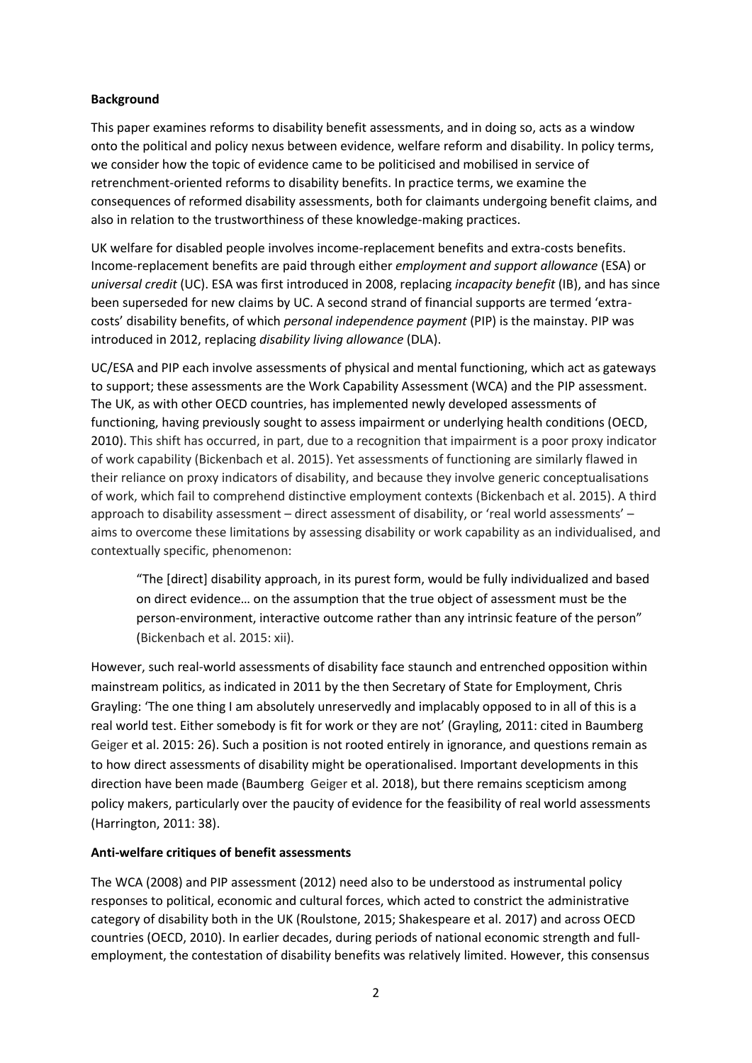**Background**

This paper examines reforms to disability benefit assessments, and in doing so, acts as a window onto the political and policy nexus between evidence, welfare reform and disability. In policy terms, we consider how the topic of evidence came to be politicised and mobilised in service of retrenchment-oriented reforms to disability benefits. In practice terms, we examine the consequences of reformed disability assessments, both for claimants undergoing benefit claims, and also in relation to the trustworthiness of these knowledge-making practices.

UK welfare for disabled people involves income-replacement benefits and extra-costs benefits. Income-replacement benefits are paid through either *employment and support allowance* (ESA) or *universal credit* (UC). ESA was first introduced in 2008, replacing *incapacity benefit* (IB), and has since been superseded for new claims by UC. A second strand of financial supports are termed 'extra-costs' disability benefits, of which *personal independence payment* (PIP) is the mainstay. PIP was introduced in 2012, replacing *disability living allowance* (DLA).

UC/ESA and PIP each involve assessments of physical and mental functioning, which act as gateways to support; these assessments are the Work Capability Assessment (WCA) and the PIP assessment. The UK, as with other OECD countries, has implemented newly developed assessments of functioning, having previously sought to assess impairment or underlying health conditions (OECD, 2010). This shift has occurred, in part, due to a recognition that impairment is a poor proxy indicator of work capability (Bickenbach et al. 2015). Yet assessments of functioning are similarly flawed in their reliance on proxy indicators of disability, and because they involve generic conceptualisations of work, which fail to comprehend distinctive employment contexts (Bickenbach et al. 2015). A third approach to disability assessment – direct assessment of disability, or 'real world assessments' – aims to overcome these limitations by assessing disability or work capability as an individualised, and contextually specific, phenomenon:

> "The [direct] disability approach, in its purest form, would be fully individualized and based on direct evidence… on the assumption that the true object of assessment must be the person-environment, interactive outcome rather than any intrinsic feature of the person" (Bickenbach et al. 2015: xii).

However, such real-world assessments of disability face staunch and entrenched opposition within mainstream politics, as indicated in 2011 by the then Secretary of State for Employment, Chris Grayling: 'The one thing I am absolutely unreservedly and implacably opposed to in all of this is a real world test. Either somebody is fit for work or they are not' (Grayling, 2011: cited in Baumberg Geiger et al. 2015: 26). Such a position is not rooted entirely in ignorance, and questions remain as to how direct assessments of disability might be operationalised. Important developments in this direction have been made (Baumberg Geiger et al. 2018), but there remains scepticism among policy makers, particularly over the paucity of evidence for the feasibility of real world assessments (Harrington, 2011: 38).

**Anti-welfare critiques of benefit assessments**

The WCA (2008) and PIP assessment (2012) need also to be understood as instrumental policy responses to political, economic and cultural forces, which acted to constrict the administrative category of disability both in the UK (Roulstone, 2015; Shakespeare et al. 2017) and across OECD countries (OECD, 2010). In earlier decades, during periods of national economic strength and full-employment, the contestation of disability benefits was relatively limited. However, this consensus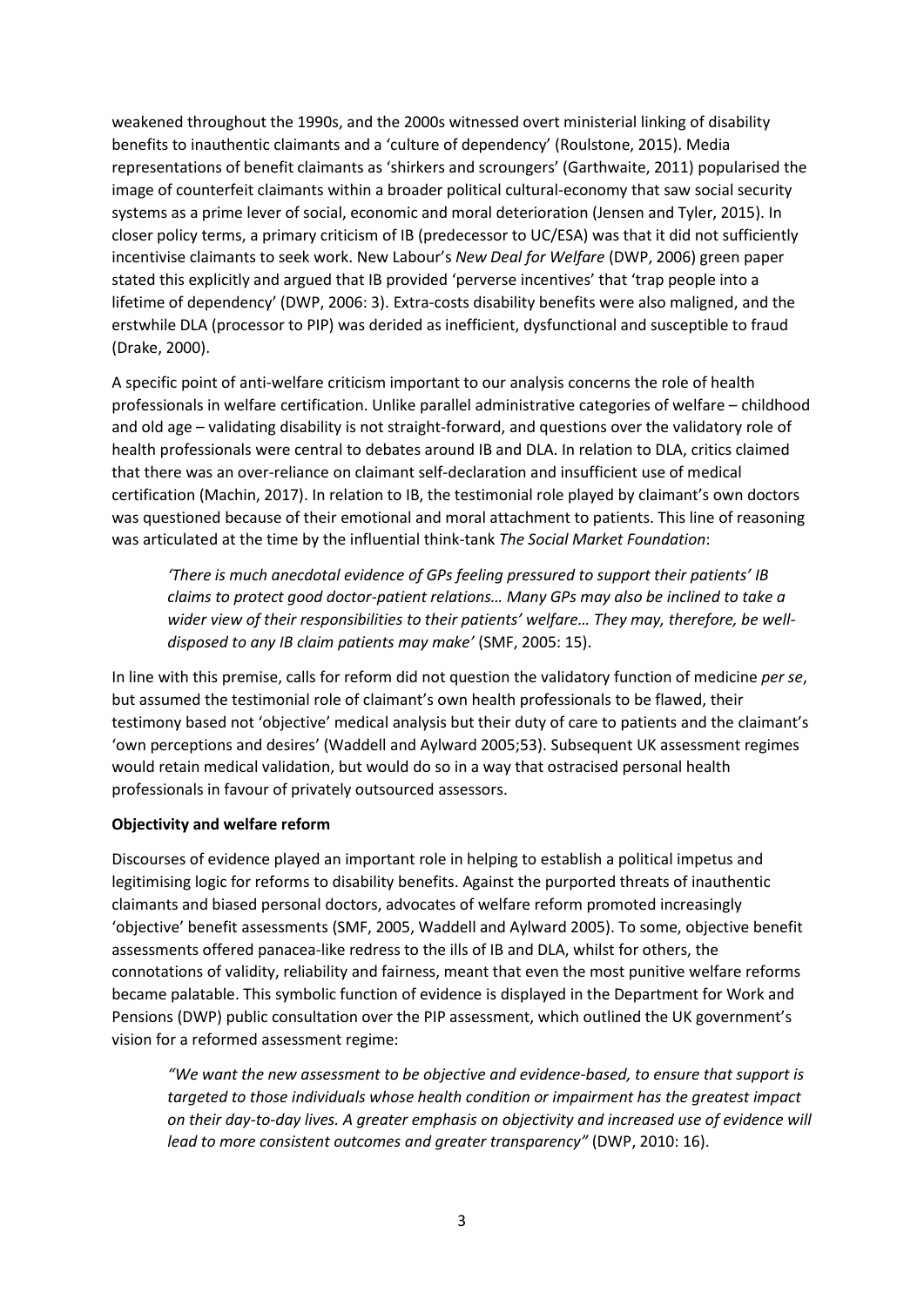weakened throughout the 1990s, and the 2000s witnessed overt ministerial linking of disability benefits to inauthentic claimants and a 'culture of dependency' (Roulstone, 2015). Media representations of benefit claimants as 'shirkers and scroungers' (Garthwaite, 2011) popularised the image of counterfeit claimants within a broader political cultural-economy that saw social security systems as a prime lever of social, economic and moral deterioration (Jensen and Tyler, 2015). In closer policy terms, a primary criticism of IB (predecessor to UC/ESA) was that it did not sufficiently incentivise claimants to seek work. New Labour's *New Deal for Welfare* (DWP, 2006) green paper stated this explicitly and argued that IB provided 'perverse incentives' that 'trap people into a lifetime of dependency' (DWP, 2006: 3). Extra-costs disability benefits were also maligned, and the erstwhile DLA (processor to PIP) was derided as inefficient, dysfunctional and susceptible to fraud (Drake, 2000).

A specific point of anti-welfare criticism important to our analysis concerns the role of health professionals in welfare certification. Unlike parallel administrative categories of welfare – childhood and old age – validating disability is not straight-forward, and questions over the validatory role of health professionals were central to debates around IB and DLA. In relation to DLA, critics claimed that there was an over-reliance on claimant self-declaration and insufficient use of medical certification (Machin, 2017). In relation to IB, the testimonial role played by claimant's own doctors was questioned because of their emotional and moral attachment to patients. This line of reasoning was articulated at the time by the influential think-tank *The Social Market Foundation*:

> *'There is much anecdotal evidence of GPs feeling pressured to support their patients' IB claims to protect good doctor-patient relations… Many GPs may also be inclined to take a wider view of their responsibilities to their patients' welfare… They may, therefore, be well-disposed to any IB claim patients may make'* (SMF, 2005: 15).

In line with this premise, calls for reform did not question the validatory function of medicine *per se*, but assumed the testimonial role of claimant's own health professionals to be flawed, their testimony based not 'objective' medical analysis but their duty of care to patients and the claimant's 'own perceptions and desires' (Waddell and Aylward 2005;53). Subsequent UK assessment regimes would retain medical validation, but would do so in a way that ostracised personal health professionals in favour of privately outsourced assessors.

**Objectivity and welfare reform**

Discourses of evidence played an important role in helping to establish a political impetus and legitimising logic for reforms to disability benefits. Against the purported threats of inauthentic claimants and biased personal doctors, advocates of welfare reform promoted increasingly 'objective' benefit assessments (SMF, 2005, Waddell and Aylward 2005). To some, objective benefit assessments offered panacea-like redress to the ills of IB and DLA, whilst for others, the connotations of validity, reliability and fairness, meant that even the most punitive welfare reforms became palatable. This symbolic function of evidence is displayed in the Department for Work and Pensions (DWP) public consultation over the PIP assessment, which outlined the UK government's vision for a reformed assessment regime:

> *"We want the new assessment to be objective and evidence-based, to ensure that support is targeted to those individuals whose health condition or impairment has the greatest impact on their day-to-day lives. A greater emphasis on objectivity and increased use of evidence will lead to more consistent outcomes and greater transparency"* (DWP, 2010: 16).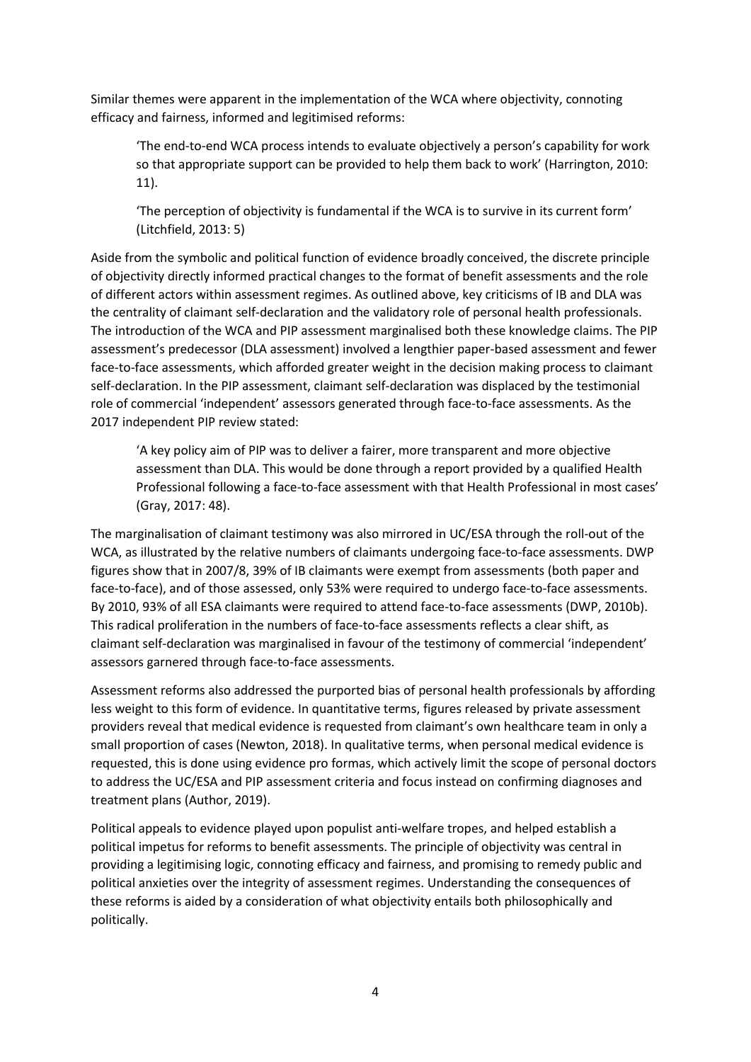Similar themes were apparent in the implementation of the WCA where objectivity, connoting efficacy and fairness, informed and legitimised reforms:

> 'The end-to-end WCA process intends to evaluate objectively a person's capability for work so that appropriate support can be provided to help them back to work' (Harrington, 2010: 11).
>
> 'The perception of objectivity is fundamental if the WCA is to survive in its current form' (Litchfield, 2013: 5)

Aside from the symbolic and political function of evidence broadly conceived, the discrete principle of objectivity directly informed practical changes to the format of benefit assessments and the role of different actors within assessment regimes. As outlined above, key criticisms of IB and DLA was the centrality of claimant self-declaration and the validatory role of personal health professionals. The introduction of the WCA and PIP assessment marginalised both these knowledge claims. The PIP assessment's predecessor (DLA assessment) involved a lengthier paper-based assessment and fewer face-to-face assessments, which afforded greater weight in the decision making process to claimant self-declaration. In the PIP assessment, claimant self-declaration was displaced by the testimonial role of commercial 'independent' assessors generated through face-to-face assessments. As the 2017 independent PIP review stated:

> 'A key policy aim of PIP was to deliver a fairer, more transparent and more objective assessment than DLA. This would be done through a report provided by a qualified Health Professional following a face-to-face assessment with that Health Professional in most cases' (Gray, 2017: 48).

The marginalisation of claimant testimony was also mirrored in UC/ESA through the roll-out of the WCA, as illustrated by the relative numbers of claimants undergoing face-to-face assessments. DWP figures show that in 2007/8, 39% of IB claimants were exempt from assessments (both paper and face-to-face), and of those assessed, only 53% were required to undergo face-to-face assessments. By 2010, 93% of all ESA claimants were required to attend face-to-face assessments (DWP, 2010b). This radical proliferation in the numbers of face-to-face assessments reflects a clear shift, as claimant self-declaration was marginalised in favour of the testimony of commercial 'independent' assessors garnered through face-to-face assessments.

Assessment reforms also addressed the purported bias of personal health professionals by affording less weight to this form of evidence. In quantitative terms, figures released by private assessment providers reveal that medical evidence is requested from claimant's own healthcare team in only a small proportion of cases (Newton, 2018). In qualitative terms, when personal medical evidence is requested, this is done using evidence pro formas, which actively limit the scope of personal doctors to address the UC/ESA and PIP assessment criteria and focus instead on confirming diagnoses and treatment plans (Author, 2019).

Political appeals to evidence played upon populist anti-welfare tropes, and helped establish a political impetus for reforms to benefit assessments. The principle of objectivity was central in providing a legitimising logic, connoting efficacy and fairness, and promising to remedy public and political anxieties over the integrity of assessment regimes. Understanding the consequences of these reforms is aided by a consideration of what objectivity entails both philosophically and politically.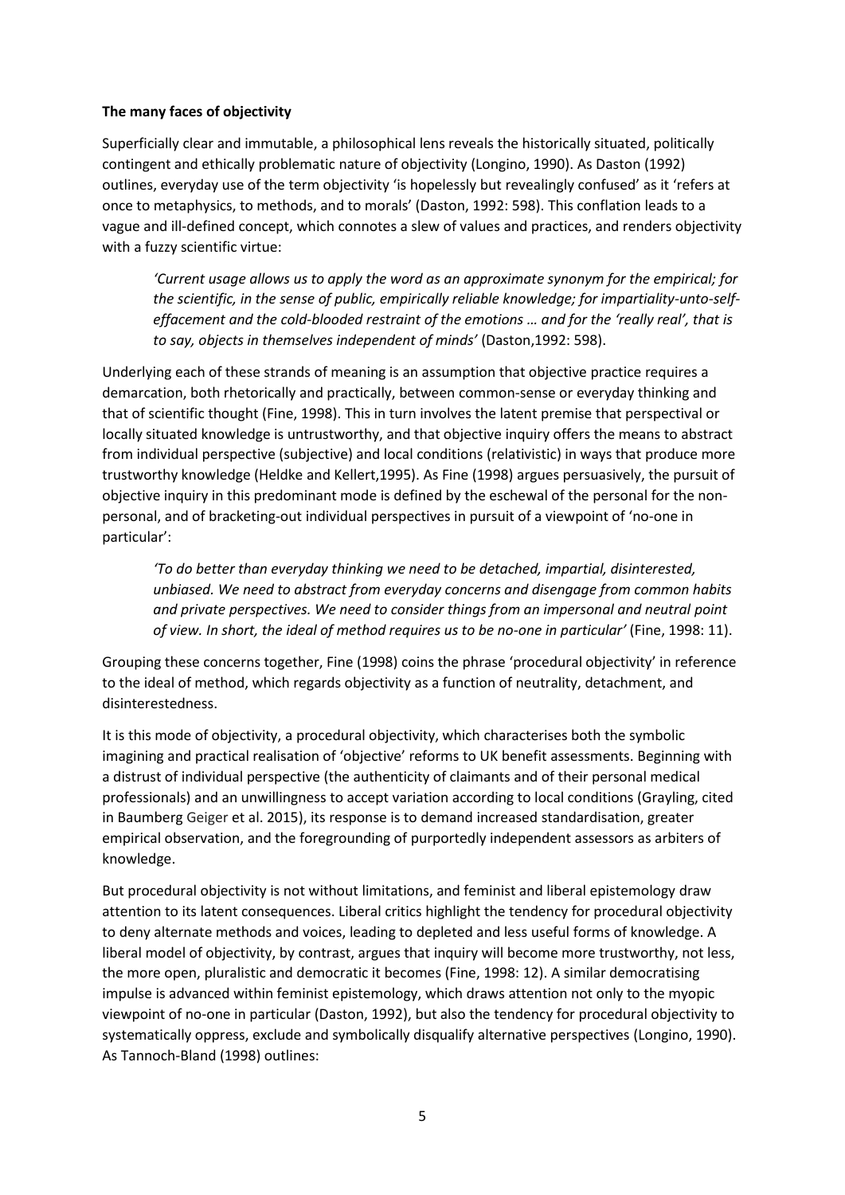**The many faces of objectivity**

Superficially clear and immutable, a philosophical lens reveals the historically situated, politically contingent and ethically problematic nature of objectivity (Longino, 1990). As Daston (1992) outlines, everyday use of the term objectivity 'is hopelessly but revealingly confused' as it 'refers at once to metaphysics, to methods, and to morals' (Daston, 1992: 598). This conflation leads to a vague and ill-defined concept, which connotes a slew of values and practices, and renders objectivity with a fuzzy scientific virtue:

> *'Current usage allows us to apply the word as an approximate synonym for the empirical; for the scientific, in the sense of public, empirically reliable knowledge; for impartiality-unto-self-effacement and the cold-blooded restraint of the emotions … and for the 'really real', that is to say, objects in themselves independent of minds'* (Daston,1992: 598).

Underlying each of these strands of meaning is an assumption that objective practice requires a demarcation, both rhetorically and practically, between common-sense or everyday thinking and that of scientific thought (Fine, 1998). This in turn involves the latent premise that perspectival or locally situated knowledge is untrustworthy, and that objective inquiry offers the means to abstract from individual perspective (subjective) and local conditions (relativistic) in ways that produce more trustworthy knowledge (Heldke and Kellert,1995). As Fine (1998) argues persuasively, the pursuit of objective inquiry in this predominant mode is defined by the eschewal of the personal for the non-personal, and of bracketing-out individual perspectives in pursuit of a viewpoint of 'no-one in particular':

> *'To do better than everyday thinking we need to be detached, impartial, disinterested, unbiased. We need to abstract from everyday concerns and disengage from common habits and private perspectives. We need to consider things from an impersonal and neutral point of view. In short, the ideal of method requires us to be no-one in particular'* (Fine, 1998: 11).

Grouping these concerns together, Fine (1998) coins the phrase 'procedural objectivity' in reference to the ideal of method, which regards objectivity as a function of neutrality, detachment, and disinterestedness.

It is this mode of objectivity, a procedural objectivity, which characterises both the symbolic imagining and practical realisation of 'objective' reforms to UK benefit assessments. Beginning with a distrust of individual perspective (the authenticity of claimants and of their personal medical professionals) and an unwillingness to accept variation according to local conditions (Grayling, cited in Baumberg Geiger et al. 2015), its response is to demand increased standardisation, greater empirical observation, and the foregrounding of purportedly independent assessors as arbiters of knowledge.

But procedural objectivity is not without limitations, and feminist and liberal epistemology draw attention to its latent consequences. Liberal critics highlight the tendency for procedural objectivity to deny alternate methods and voices, leading to depleted and less useful forms of knowledge. A liberal model of objectivity, by contrast, argues that inquiry will become more trustworthy, not less, the more open, pluralistic and democratic it becomes (Fine, 1998: 12). A similar democratising impulse is advanced within feminist epistemology, which draws attention not only to the myopic viewpoint of no-one in particular (Daston, 1992), but also the tendency for procedural objectivity to systematically oppress, exclude and symbolically disqualify alternative perspectives (Longino, 1990). As Tannoch-Bland (1998) outlines: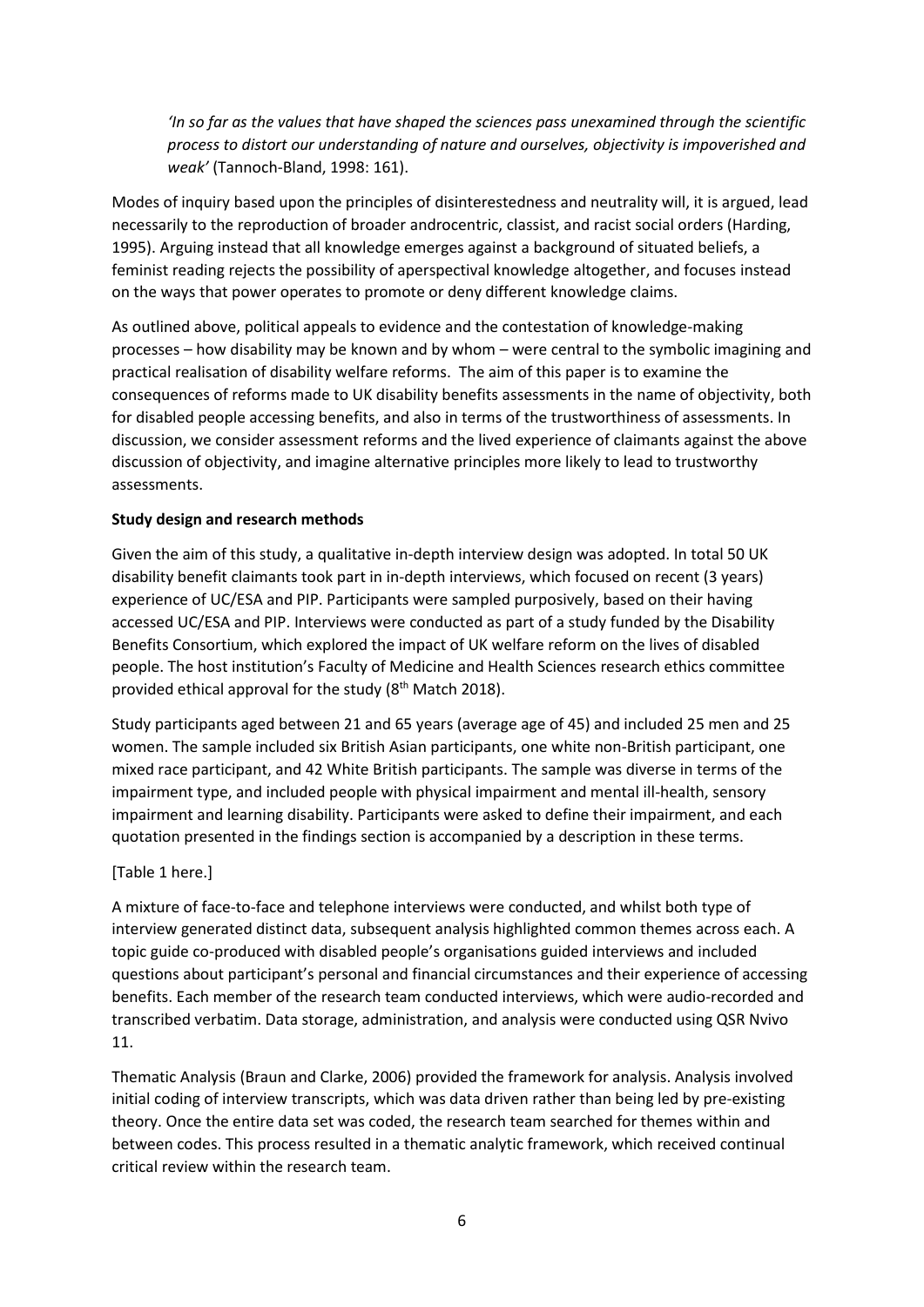*'In so far as the values that have shaped the sciences pass unexamined through the scientific process to distort our understanding of nature and ourselves, objectivity is impoverished and weak'* (Tannoch-Bland, 1998: 161).

Modes of inquiry based upon the principles of disinterestedness and neutrality will, it is argued, lead necessarily to the reproduction of broader androcentric, classist, and racist social orders (Harding, 1995). Arguing instead that all knowledge emerges against a background of situated beliefs, a feminist reading rejects the possibility of aperspectival knowledge altogether, and focuses instead on the ways that power operates to promote or deny different knowledge claims.

As outlined above, political appeals to evidence and the contestation of knowledge-making processes – how disability may be known and by whom – were central to the symbolic imagining and practical realisation of disability welfare reforms. The aim of this paper is to examine the consequences of reforms made to UK disability benefits assessments in the name of objectivity, both for disabled people accessing benefits, and also in terms of the trustworthiness of assessments. In discussion, we consider assessment reforms and the lived experience of claimants against the above discussion of objectivity, and imagine alternative principles more likely to lead to trustworthy assessments.

**Study design and research methods**

Given the aim of this study, a qualitative in-depth interview design was adopted. In total 50 UK disability benefit claimants took part in in-depth interviews, which focused on recent (3 years) experience of UC/ESA and PIP. Participants were sampled purposively, based on their having accessed UC/ESA and PIP. Interviews were conducted as part of a study funded by the Disability Benefits Consortium, which explored the impact of UK welfare reform on the lives of disabled people. The host institution's Faculty of Medicine and Health Sciences research ethics committee provided ethical approval for the study (8th Match 2018).

Study participants aged between 21 and 65 years (average age of 45) and included 25 men and 25 women. The sample included six British Asian participants, one white non-British participant, one mixed race participant, and 42 White British participants. The sample was diverse in terms of the impairment type, and included people with physical impairment and mental ill-health, sensory impairment and learning disability. Participants were asked to define their impairment, and each quotation presented in the findings section is accompanied by a description in these terms.

[Table 1 here.]

A mixture of face-to-face and telephone interviews were conducted, and whilst both type of interview generated distinct data, subsequent analysis highlighted common themes across each. A topic guide co-produced with disabled people's organisations guided interviews and included questions about participant's personal and financial circumstances and their experience of accessing benefits. Each member of the research team conducted interviews, which were audio-recorded and transcribed verbatim. Data storage, administration, and analysis were conducted using QSR Nvivo 11.

Thematic Analysis (Braun and Clarke, 2006) provided the framework for analysis. Analysis involved initial coding of interview transcripts, which was data driven rather than being led by pre-existing theory. Once the entire data set was coded, the research team searched for themes within and between codes. This process resulted in a thematic analytic framework, which received continual critical review within the research team.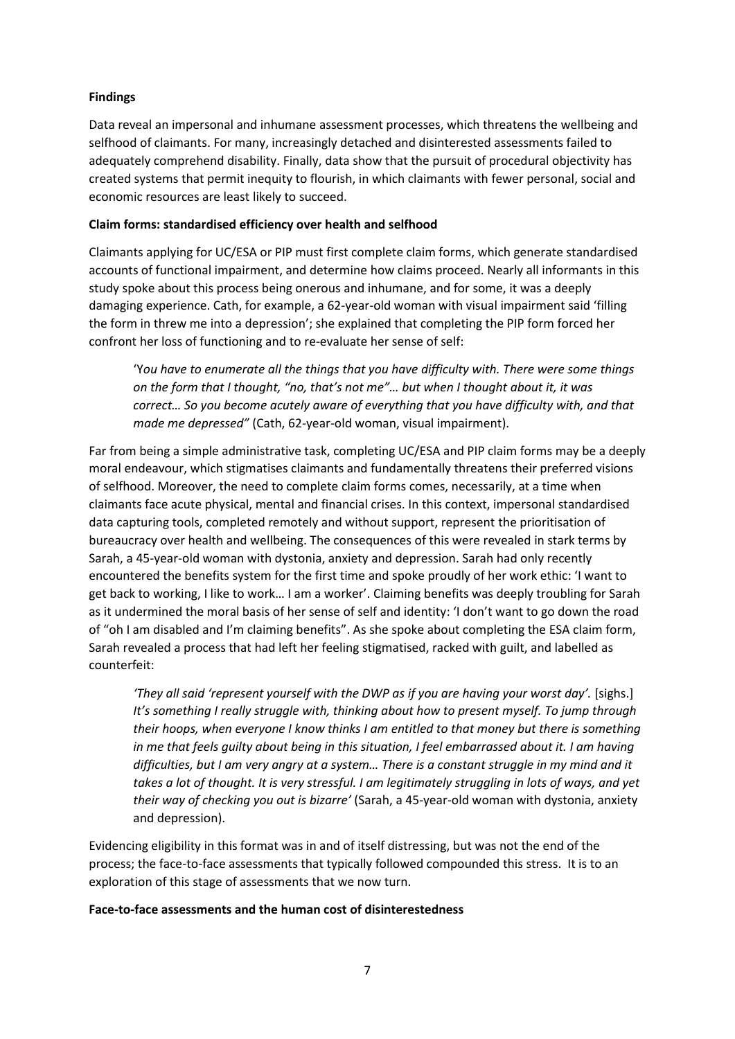**Findings**

Data reveal an impersonal and inhumane assessment processes, which threatens the wellbeing and selfhood of claimants. For many, increasingly detached and disinterested assessments failed to adequately comprehend disability. Finally, data show that the pursuit of procedural objectivity has created systems that permit inequity to flourish, in which claimants with fewer personal, social and economic resources are least likely to succeed.

**Claim forms: standardised efficiency over health and selfhood**

Claimants applying for UC/ESA or PIP must first complete claim forms, which generate standardised accounts of functional impairment, and determine how claims proceed. Nearly all informants in this study spoke about this process being onerous and inhumane, and for some, it was a deeply damaging experience. Cath, for example, a 62-year-old woman with visual impairment said 'filling the form in threw me into a depression'; she explained that completing the PIP form forced her confront her loss of functioning and to re-evaluate her sense of self:

> 'Y*ou have to enumerate all the things that you have difficulty with. There were some things on the form that I thought, "no, that's not me"… but when I thought about it, it was correct… So you become acutely aware of everything that you have difficulty with, and that made me depressed"* (Cath, 62-year-old woman, visual impairment).

Far from being a simple administrative task, completing UC/ESA and PIP claim forms may be a deeply moral endeavour, which stigmatises claimants and fundamentally threatens their preferred visions of selfhood. Moreover, the need to complete claim forms comes, necessarily, at a time when claimants face acute physical, mental and financial crises. In this context, impersonal standardised data capturing tools, completed remotely and without support, represent the prioritisation of bureaucracy over health and wellbeing. The consequences of this were revealed in stark terms by Sarah, a 45-year-old woman with dystonia, anxiety and depression. Sarah had only recently encountered the benefits system for the first time and spoke proudly of her work ethic: 'I want to get back to working, I like to work… I am a worker'. Claiming benefits was deeply troubling for Sarah as it undermined the moral basis of her sense of self and identity: 'I don't want to go down the road of "oh I am disabled and I'm claiming benefits". As she spoke about completing the ESA claim form, Sarah revealed a process that had left her feeling stigmatised, racked with guilt, and labelled as counterfeit:

> *'They all said 'represent yourself with the DWP as if you are having your worst day'.* [sighs.] *It's something I really struggle with, thinking about how to present myself. To jump through their hoops, when everyone I know thinks I am entitled to that money but there is something in me that feels guilty about being in this situation, I feel embarrassed about it. I am having difficulties, but I am very angry at a system… There is a constant struggle in my mind and it takes a lot of thought. It is very stressful. I am legitimately struggling in lots of ways, and yet their way of checking you out is bizarre'* (Sarah, a 45-year-old woman with dystonia, anxiety and depression).

Evidencing eligibility in this format was in and of itself distressing, but was not the end of the process; the face-to-face assessments that typically followed compounded this stress. It is to an exploration of this stage of assessments that we now turn.

**Face-to-face assessments and the human cost of disinterestedness**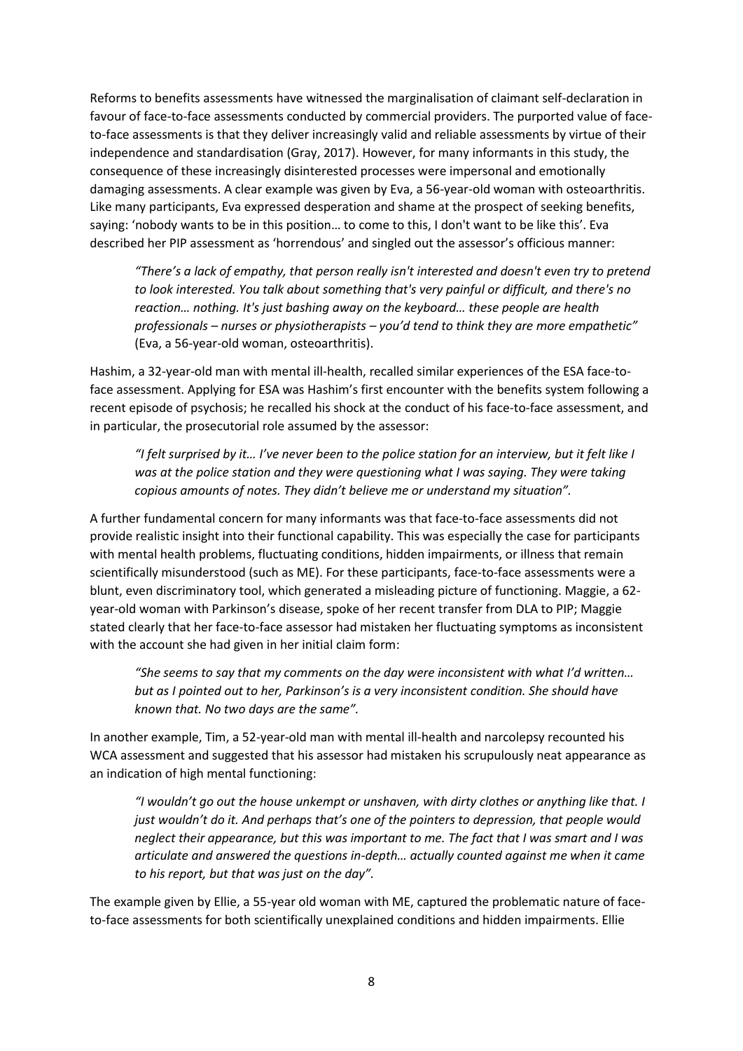Reforms to benefits assessments have witnessed the marginalisation of claimant self-declaration in favour of face-to-face assessments conducted by commercial providers. The purported value of face-to-face assessments is that they deliver increasingly valid and reliable assessments by virtue of their independence and standardisation (Gray, 2017). However, for many informants in this study, the consequence of these increasingly disinterested processes were impersonal and emotionally damaging assessments. A clear example was given by Eva, a 56-year-old woman with osteoarthritis. Like many participants, Eva expressed desperation and shame at the prospect of seeking benefits, saying: 'nobody wants to be in this position… to come to this, I don't want to be like this'. Eva described her PIP assessment as 'horrendous' and singled out the assessor's officious manner:

> *"There's a lack of empathy, that person really isn't interested and doesn't even try to pretend to look interested. You talk about something that's very painful or difficult, and there's no reaction… nothing. It's just bashing away on the keyboard… these people are health professionals – nurses or physiotherapists – you'd tend to think they are more empathetic"* (Eva, a 56-year-old woman, osteoarthritis).

Hashim, a 32-year-old man with mental ill-health, recalled similar experiences of the ESA face-to-face assessment. Applying for ESA was Hashim's first encounter with the benefits system following a recent episode of psychosis; he recalled his shock at the conduct of his face-to-face assessment, and in particular, the prosecutorial role assumed by the assessor:

> *"I felt surprised by it… I've never been to the police station for an interview, but it felt like I was at the police station and they were questioning what I was saying. They were taking copious amounts of notes. They didn't believe me or understand my situation".*

A further fundamental concern for many informants was that face-to-face assessments did not provide realistic insight into their functional capability. This was especially the case for participants with mental health problems, fluctuating conditions, hidden impairments, or illness that remain scientifically misunderstood (such as ME). For these participants, face-to-face assessments were a blunt, even discriminatory tool, which generated a misleading picture of functioning. Maggie, a 62-year-old woman with Parkinson's disease, spoke of her recent transfer from DLA to PIP; Maggie stated clearly that her face-to-face assessor had mistaken her fluctuating symptoms as inconsistent with the account she had given in her initial claim form:

> *"She seems to say that my comments on the day were inconsistent with what I'd written… but as I pointed out to her, Parkinson's is a very inconsistent condition. She should have known that. No two days are the same".*

In another example, Tim, a 52-year-old man with mental ill-health and narcolepsy recounted his WCA assessment and suggested that his assessor had mistaken his scrupulously neat appearance as an indication of high mental functioning:

> *"I wouldn't go out the house unkempt or unshaven, with dirty clothes or anything like that. I just wouldn't do it. And perhaps that's one of the pointers to depression, that people would neglect their appearance, but this was important to me. The fact that I was smart and I was articulate and answered the questions in-depth… actually counted against me when it came to his report, but that was just on the day".*

The example given by Ellie, a 55-year old woman with ME, captured the problematic nature of face-to-face assessments for both scientifically unexplained conditions and hidden impairments. Ellie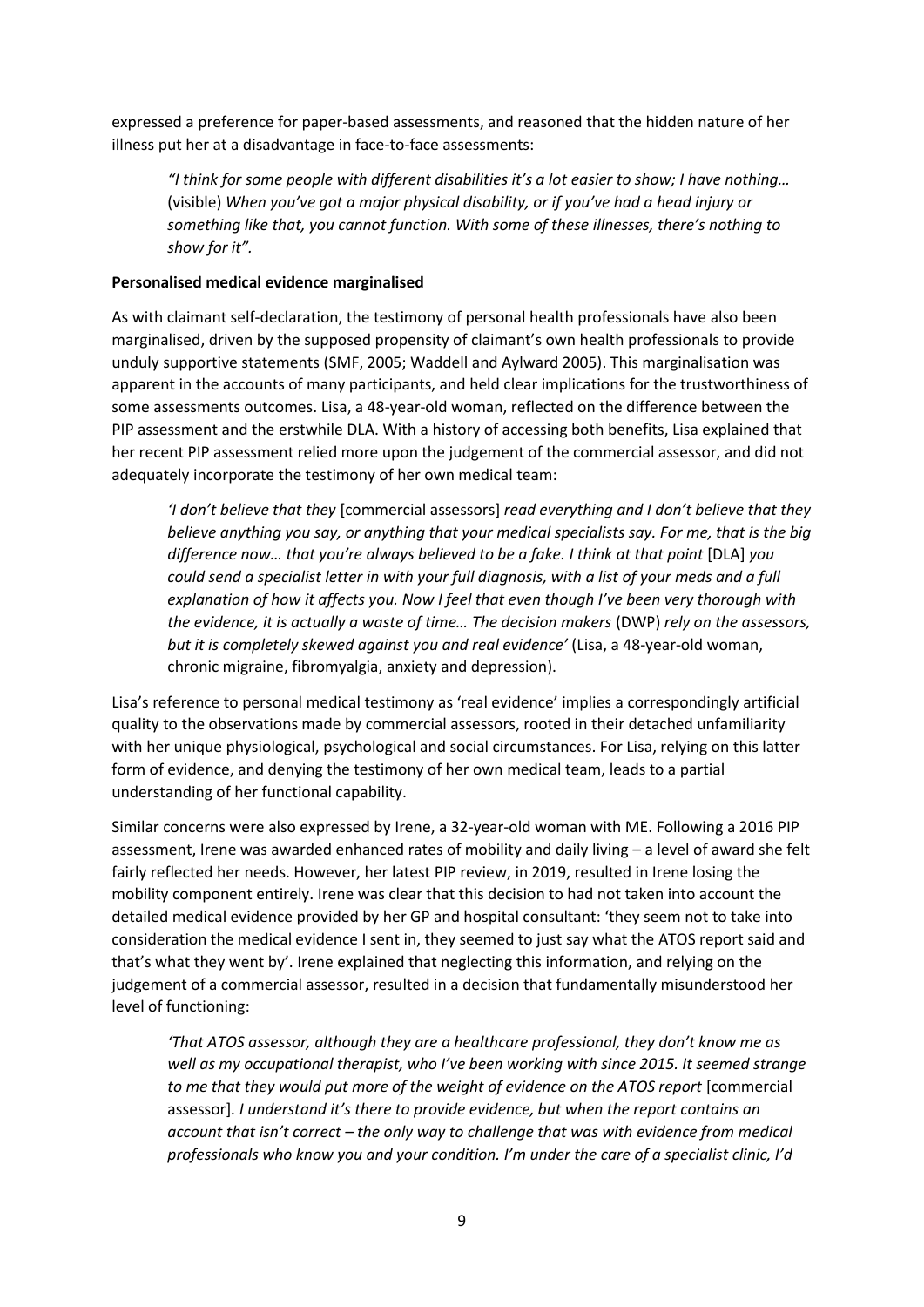expressed a preference for paper-based assessments, and reasoned that the hidden nature of her illness put her at a disadvantage in face-to-face assessments:

> *"I think for some people with different disabilities it's a lot easier to show; I have nothing…* (visible) *When you've got a major physical disability, or if you've had a head injury or something like that, you cannot function. With some of these illnesses, there's nothing to show for it".*

**Personalised medical evidence marginalised**

As with claimant self-declaration, the testimony of personal health professionals have also been marginalised, driven by the supposed propensity of claimant's own health professionals to provide unduly supportive statements (SMF, 2005; Waddell and Aylward 2005). This marginalisation was apparent in the accounts of many participants, and held clear implications for the trustworthiness of some assessments outcomes. Lisa, a 48-year-old woman, reflected on the difference between the PIP assessment and the erstwhile DLA. With a history of accessing both benefits, Lisa explained that her recent PIP assessment relied more upon the judgement of the commercial assessor, and did not adequately incorporate the testimony of her own medical team:

> *'I don't believe that they* [commercial assessors] *read everything and I don't believe that they believe anything you say, or anything that your medical specialists say. For me, that is the big difference now… that you're always believed to be a fake. I think at that point* [DLA] *you could send a specialist letter in with your full diagnosis, with a list of your meds and a full explanation of how it affects you. Now I feel that even though I've been very thorough with the evidence, it is actually a waste of time… The decision makers* (DWP) *rely on the assessors, but it is completely skewed against you and real evidence'* (Lisa, a 48-year-old woman, chronic migraine, fibromyalgia, anxiety and depression).

Lisa's reference to personal medical testimony as 'real evidence' implies a correspondingly artificial quality to the observations made by commercial assessors, rooted in their detached unfamiliarity with her unique physiological, psychological and social circumstances. For Lisa, relying on this latter form of evidence, and denying the testimony of her own medical team, leads to a partial understanding of her functional capability.

Similar concerns were also expressed by Irene, a 32-year-old woman with ME. Following a 2016 PIP assessment, Irene was awarded enhanced rates of mobility and daily living – a level of award she felt fairly reflected her needs. However, her latest PIP review, in 2019, resulted in Irene losing the mobility component entirely. Irene was clear that this decision to had not taken into account the detailed medical evidence provided by her GP and hospital consultant: 'they seem not to take into consideration the medical evidence I sent in, they seemed to just say what the ATOS report said and that's what they went by'. Irene explained that neglecting this information, and relying on the judgement of a commercial assessor, resulted in a decision that fundamentally misunderstood her level of functioning:

> *'That ATOS assessor, although they are a healthcare professional, they don't know me as well as my occupational therapist, who I've been working with since 2015. It seemed strange to me that they would put more of the weight of evidence on the ATOS report* [commercial assessor]*. I understand it's there to provide evidence, but when the report contains an account that isn't correct – the only way to challenge that was with evidence from medical professionals who know you and your condition. I'm under the care of a specialist clinic, I'd*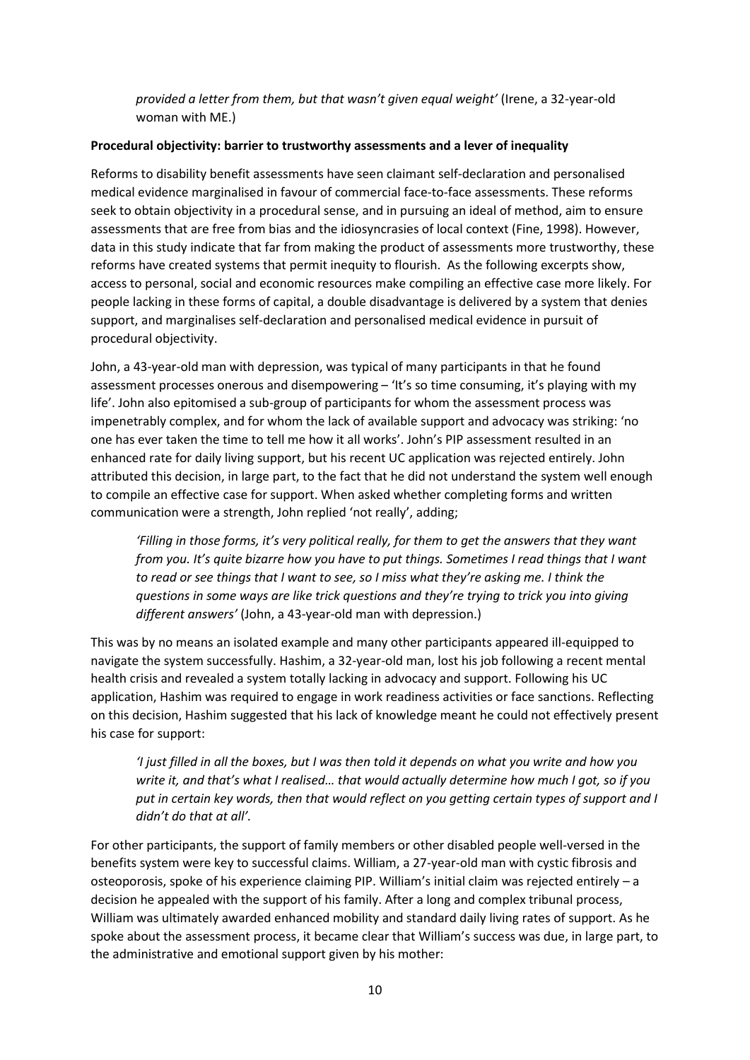*provided a letter from them, but that wasn't given equal weight'* (Irene, a 32-year-old woman with ME.)

**Procedural objectivity: barrier to trustworthy assessments and a lever of inequality**

Reforms to disability benefit assessments have seen claimant self-declaration and personalised medical evidence marginalised in favour of commercial face-to-face assessments. These reforms seek to obtain objectivity in a procedural sense, and in pursuing an ideal of method, aim to ensure assessments that are free from bias and the idiosyncrasies of local context (Fine, 1998). However, data in this study indicate that far from making the product of assessments more trustworthy, these reforms have created systems that permit inequity to flourish. As the following excerpts show, access to personal, social and economic resources make compiling an effective case more likely. For people lacking in these forms of capital, a double disadvantage is delivered by a system that denies support, and marginalises self-declaration and personalised medical evidence in pursuit of procedural objectivity.

John, a 43-year-old man with depression, was typical of many participants in that he found assessment processes onerous and disempowering – 'It's so time consuming, it's playing with my life'. John also epitomised a sub-group of participants for whom the assessment process was impenetrably complex, and for whom the lack of available support and advocacy was striking: 'no one has ever taken the time to tell me how it all works'. John's PIP assessment resulted in an enhanced rate for daily living support, but his recent UC application was rejected entirely. John attributed this decision, in large part, to the fact that he did not understand the system well enough to compile an effective case for support. When asked whether completing forms and written communication were a strength, John replied 'not really', adding;

> *'Filling in those forms, it's very political really, for them to get the answers that they want from you. It's quite bizarre how you have to put things. Sometimes I read things that I want to read or see things that I want to see, so I miss what they're asking me. I think the questions in some ways are like trick questions and they're trying to trick you into giving different answers'* (John, a 43-year-old man with depression.)

This was by no means an isolated example and many other participants appeared ill-equipped to navigate the system successfully. Hashim, a 32-year-old man, lost his job following a recent mental health crisis and revealed a system totally lacking in advocacy and support. Following his UC application, Hashim was required to engage in work readiness activities or face sanctions. Reflecting on this decision, Hashim suggested that his lack of knowledge meant he could not effectively present his case for support:

> *'I just filled in all the boxes, but I was then told it depends on what you write and how you write it, and that's what I realised… that would actually determine how much I got, so if you put in certain key words, then that would reflect on you getting certain types of support and I didn't do that at all'.*

For other participants, the support of family members or other disabled people well-versed in the benefits system were key to successful claims. William, a 27-year-old man with cystic fibrosis and osteoporosis, spoke of his experience claiming PIP. William's initial claim was rejected entirely – a decision he appealed with the support of his family. After a long and complex tribunal process, William was ultimately awarded enhanced mobility and standard daily living rates of support. As he spoke about the assessment process, it became clear that William's success was due, in large part, to the administrative and emotional support given by his mother: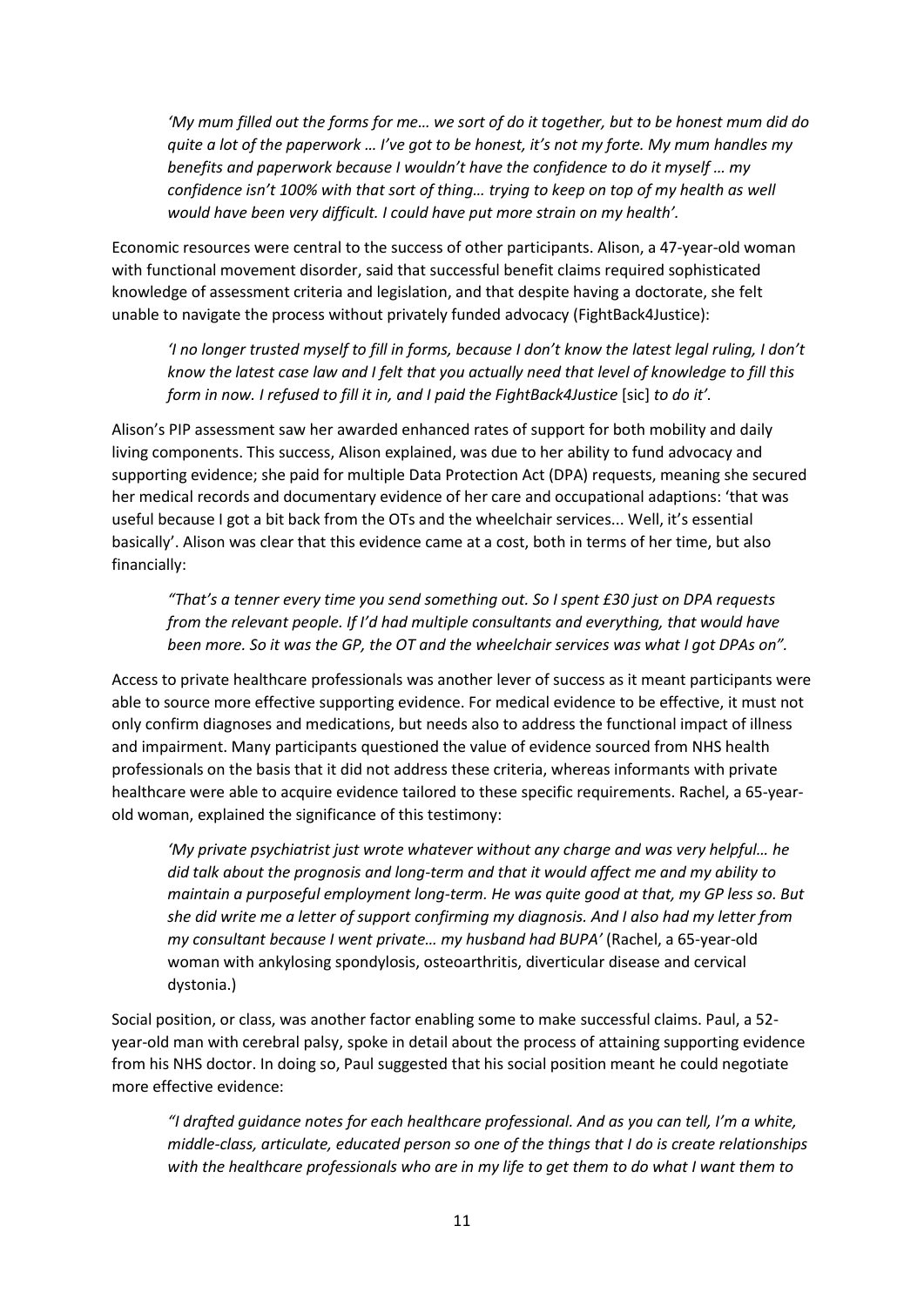*'My mum filled out the forms for me… we sort of do it together, but to be honest mum did do quite a lot of the paperwork … I've got to be honest, it's not my forte. My mum handles my benefits and paperwork because I wouldn't have the confidence to do it myself … my confidence isn't 100% with that sort of thing… trying to keep on top of my health as well would have been very difficult. I could have put more strain on my health'.*

Economic resources were central to the success of other participants. Alison, a 47-year-old woman with functional movement disorder, said that successful benefit claims required sophisticated knowledge of assessment criteria and legislation, and that despite having a doctorate, she felt unable to navigate the process without privately funded advocacy (FightBack4Justice):

*'I no longer trusted myself to fill in forms, because I don't know the latest legal ruling, I don't know the latest case law and I felt that you actually need that level of knowledge to fill this form in now. I refused to fill it in, and I paid the FightBack4Justice* [sic] *to do it'.*

Alison's PIP assessment saw her awarded enhanced rates of support for both mobility and daily living components. This success, Alison explained, was due to her ability to fund advocacy and supporting evidence; she paid for multiple Data Protection Act (DPA) requests, meaning she secured her medical records and documentary evidence of her care and occupational adaptions: 'that was useful because I got a bit back from the OTs and the wheelchair services... Well, it's essential basically'. Alison was clear that this evidence came at a cost, both in terms of her time, but also financially:

*"That's a tenner every time you send something out. So I spent £30 just on DPA requests from the relevant people. If I'd had multiple consultants and everything, that would have been more. So it was the GP, the OT and the wheelchair services was what I got DPAs on".*

Access to private healthcare professionals was another lever of success as it meant participants were able to source more effective supporting evidence. For medical evidence to be effective, it must not only confirm diagnoses and medications, but needs also to address the functional impact of illness and impairment. Many participants questioned the value of evidence sourced from NHS health professionals on the basis that it did not address these criteria, whereas informants with private healthcare were able to acquire evidence tailored to these specific requirements. Rachel, a 65-year-old woman, explained the significance of this testimony:

*'My private psychiatrist just wrote whatever without any charge and was very helpful… he did talk about the prognosis and long-term and that it would affect me and my ability to maintain a purposeful employment long-term. He was quite good at that, my GP less so. But she did write me a letter of support confirming my diagnosis. And I also had my letter from my consultant because I went private… my husband had BUPA'* (Rachel, a 65-year-old woman with ankylosing spondylosis, osteoarthritis, diverticular disease and cervical dystonia.)

Social position, or class, was another factor enabling some to make successful claims. Paul, a 52-year-old man with cerebral palsy, spoke in detail about the process of attaining supporting evidence from his NHS doctor. In doing so, Paul suggested that his social position meant he could negotiate more effective evidence:

*"I drafted guidance notes for each healthcare professional. And as you can tell, I'm a white, middle-class, articulate, educated person so one of the things that I do is create relationships with the healthcare professionals who are in my life to get them to do what I want them to*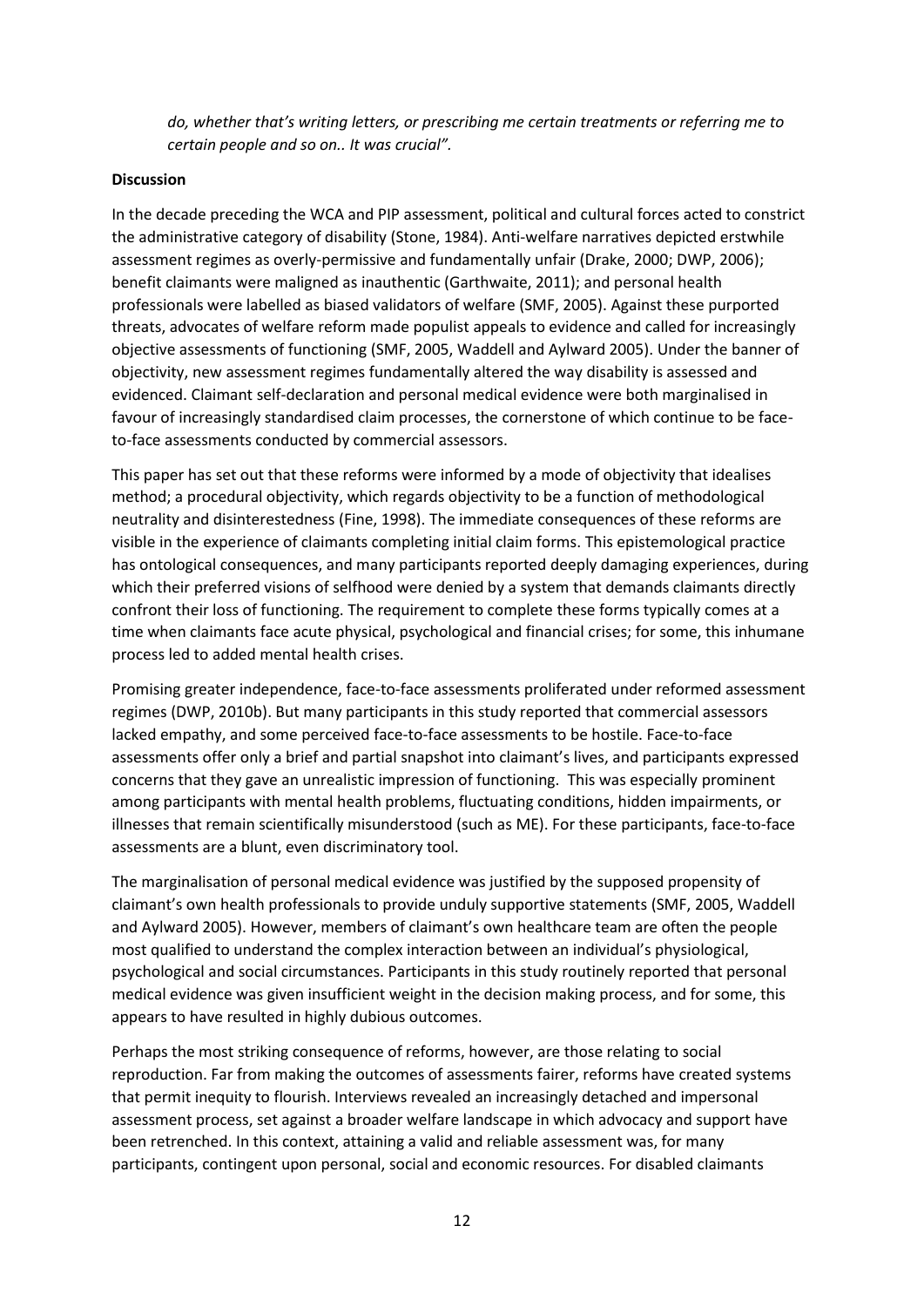*do, whether that's writing letters, or prescribing me certain treatments or referring me to certain people and so on.. It was crucial".*

**Discussion**

In the decade preceding the WCA and PIP assessment, political and cultural forces acted to constrict the administrative category of disability (Stone, 1984). Anti-welfare narratives depicted erstwhile assessment regimes as overly-permissive and fundamentally unfair (Drake, 2000; DWP, 2006); benefit claimants were maligned as inauthentic (Garthwaite, 2011); and personal health professionals were labelled as biased validators of welfare (SMF, 2005). Against these purported threats, advocates of welfare reform made populist appeals to evidence and called for increasingly objective assessments of functioning (SMF, 2005, Waddell and Aylward 2005). Under the banner of objectivity, new assessment regimes fundamentally altered the way disability is assessed and evidenced. Claimant self-declaration and personal medical evidence were both marginalised in favour of increasingly standardised claim processes, the cornerstone of which continue to be face-to-face assessments conducted by commercial assessors.

This paper has set out that these reforms were informed by a mode of objectivity that idealises method; a procedural objectivity, which regards objectivity to be a function of methodological neutrality and disinterestedness (Fine, 1998). The immediate consequences of these reforms are visible in the experience of claimants completing initial claim forms. This epistemological practice has ontological consequences, and many participants reported deeply damaging experiences, during which their preferred visions of selfhood were denied by a system that demands claimants directly confront their loss of functioning. The requirement to complete these forms typically comes at a time when claimants face acute physical, psychological and financial crises; for some, this inhumane process led to added mental health crises.

Promising greater independence, face-to-face assessments proliferated under reformed assessment regimes (DWP, 2010b). But many participants in this study reported that commercial assessors lacked empathy, and some perceived face-to-face assessments to be hostile. Face-to-face assessments offer only a brief and partial snapshot into claimant's lives, and participants expressed concerns that they gave an unrealistic impression of functioning. This was especially prominent among participants with mental health problems, fluctuating conditions, hidden impairments, or illnesses that remain scientifically misunderstood (such as ME). For these participants, face-to-face assessments are a blunt, even discriminatory tool.

The marginalisation of personal medical evidence was justified by the supposed propensity of claimant's own health professionals to provide unduly supportive statements (SMF, 2005, Waddell and Aylward 2005). However, members of claimant's own healthcare team are often the people most qualified to understand the complex interaction between an individual's physiological, psychological and social circumstances. Participants in this study routinely reported that personal medical evidence was given insufficient weight in the decision making process, and for some, this appears to have resulted in highly dubious outcomes.

Perhaps the most striking consequence of reforms, however, are those relating to social reproduction. Far from making the outcomes of assessments fairer, reforms have created systems that permit inequity to flourish. Interviews revealed an increasingly detached and impersonal assessment process, set against a broader welfare landscape in which advocacy and support have been retrenched. In this context, attaining a valid and reliable assessment was, for many participants, contingent upon personal, social and economic resources. For disabled claimants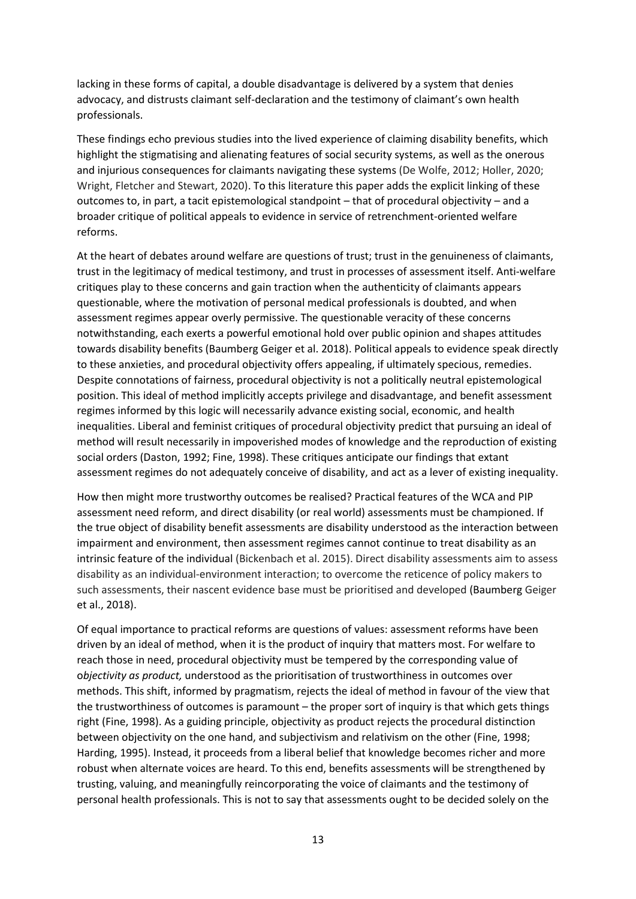lacking in these forms of capital, a double disadvantage is delivered by a system that denies advocacy, and distrusts claimant self-declaration and the testimony of claimant's own health professionals.

These findings echo previous studies into the lived experience of claiming disability benefits, which highlight the stigmatising and alienating features of social security systems, as well as the onerous and injurious consequences for claimants navigating these systems (De Wolfe, 2012; Holler, 2020; Wright, Fletcher and Stewart, 2020). To this literature this paper adds the explicit linking of these outcomes to, in part, a tacit epistemological standpoint – that of procedural objectivity – and a broader critique of political appeals to evidence in service of retrenchment-oriented welfare reforms.

At the heart of debates around welfare are questions of trust; trust in the genuineness of claimants, trust in the legitimacy of medical testimony, and trust in processes of assessment itself. Anti-welfare critiques play to these concerns and gain traction when the authenticity of claimants appears questionable, where the motivation of personal medical professionals is doubted, and when assessment regimes appear overly permissive. The questionable veracity of these concerns notwithstanding, each exerts a powerful emotional hold over public opinion and shapes attitudes towards disability benefits (Baumberg Geiger et al. 2018). Political appeals to evidence speak directly to these anxieties, and procedural objectivity offers appealing, if ultimately specious, remedies. Despite connotations of fairness, procedural objectivity is not a politically neutral epistemological position. This ideal of method implicitly accepts privilege and disadvantage, and benefit assessment regimes informed by this logic will necessarily advance existing social, economic, and health inequalities. Liberal and feminist critiques of procedural objectivity predict that pursuing an ideal of method will result necessarily in impoverished modes of knowledge and the reproduction of existing social orders (Daston, 1992; Fine, 1998). These critiques anticipate our findings that extant assessment regimes do not adequately conceive of disability, and act as a lever of existing inequality.

How then might more trustworthy outcomes be realised? Practical features of the WCA and PIP assessment need reform, and direct disability (or real world) assessments must be championed. If the true object of disability benefit assessments are disability understood as the interaction between impairment and environment, then assessment regimes cannot continue to treat disability as an intrinsic feature of the individual (Bickenbach et al. 2015). Direct disability assessments aim to assess disability as an individual-environment interaction; to overcome the reticence of policy makers to such assessments, their nascent evidence base must be prioritised and developed (Baumberg Geiger et al., 2018).

Of equal importance to practical reforms are questions of values: assessment reforms have been driven by an ideal of method, when it is the product of inquiry that matters most. For welfare to reach those in need, procedural objectivity must be tempered by the corresponding value of o*bjectivity as product,* understood as the prioritisation of trustworthiness in outcomes over methods. This shift, informed by pragmatism, rejects the ideal of method in favour of the view that the trustworthiness of outcomes is paramount – the proper sort of inquiry is that which gets things right (Fine, 1998). As a guiding principle, objectivity as product rejects the procedural distinction between objectivity on the one hand, and subjectivism and relativism on the other (Fine, 1998; Harding, 1995). Instead, it proceeds from a liberal belief that knowledge becomes richer and more robust when alternate voices are heard. To this end, benefits assessments will be strengthened by trusting, valuing, and meaningfully reincorporating the voice of claimants and the testimony of personal health professionals. This is not to say that assessments ought to be decided solely on the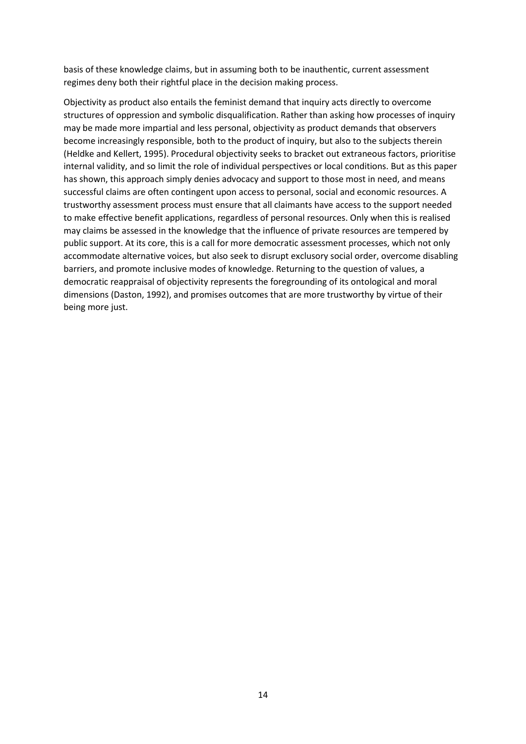basis of these knowledge claims, but in assuming both to be inauthentic, current assessment regimes deny both their rightful place in the decision making process.

Objectivity as product also entails the feminist demand that inquiry acts directly to overcome structures of oppression and symbolic disqualification. Rather than asking how processes of inquiry may be made more impartial and less personal, objectivity as product demands that observers become increasingly responsible, both to the product of inquiry, but also to the subjects therein (Heldke and Kellert, 1995). Procedural objectivity seeks to bracket out extraneous factors, prioritise internal validity, and so limit the role of individual perspectives or local conditions. But as this paper has shown, this approach simply denies advocacy and support to those most in need, and means successful claims are often contingent upon access to personal, social and economic resources. A trustworthy assessment process must ensure that all claimants have access to the support needed to make effective benefit applications, regardless of personal resources. Only when this is realised may claims be assessed in the knowledge that the influence of private resources are tempered by public support. At its core, this is a call for more democratic assessment processes, which not only accommodate alternative voices, but also seek to disrupt exclusory social order, overcome disabling barriers, and promote inclusive modes of knowledge. Returning to the question of values, a democratic reappraisal of objectivity represents the foregrounding of its ontological and moral dimensions (Daston, 1992), and promises outcomes that are more trustworthy by virtue of their being more just.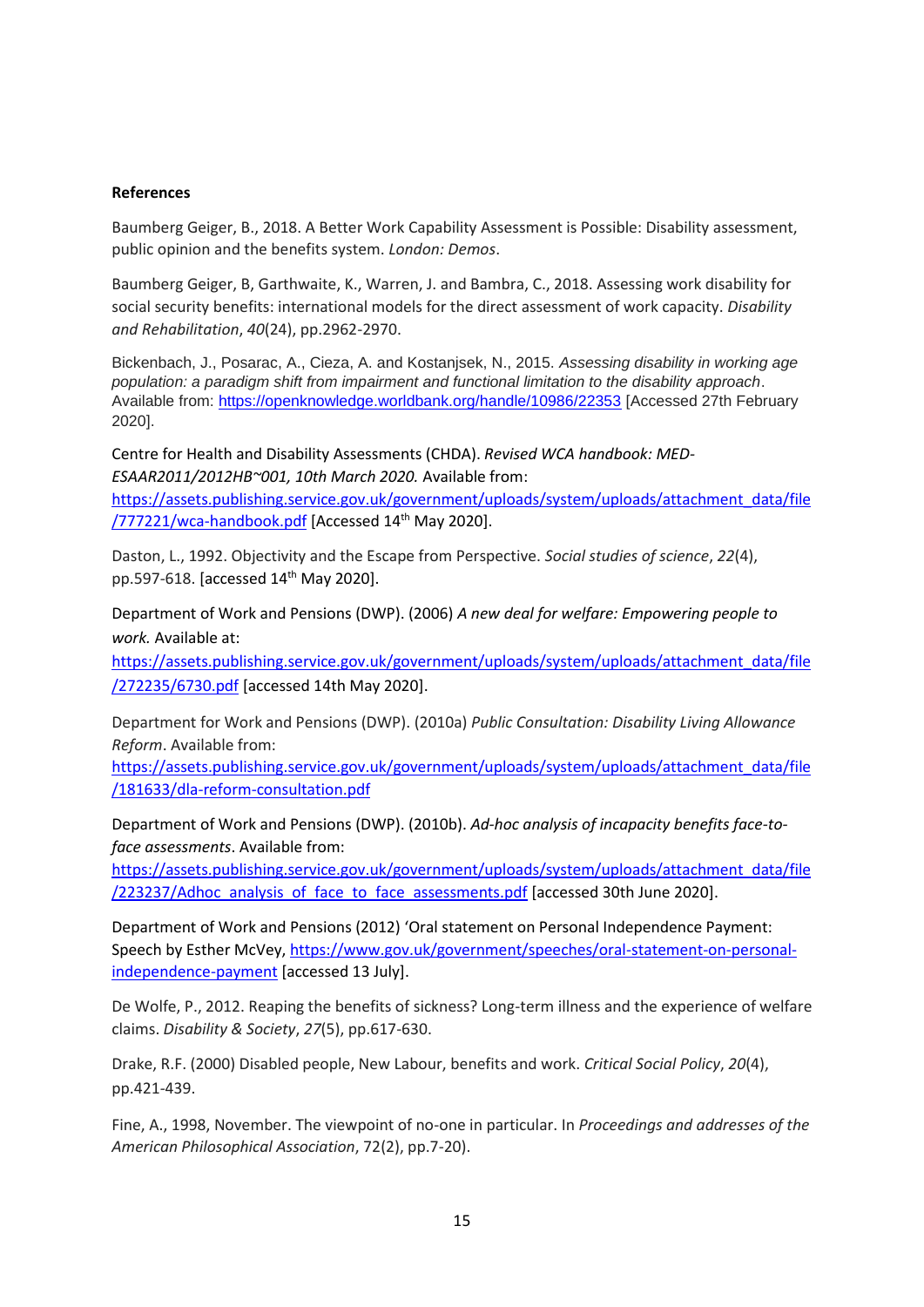**References**

Baumberg Geiger, B., 2018. A Better Work Capability Assessment is Possible: Disability assessment, public opinion and the benefits system. *London: Demos*.

Baumberg Geiger, B, Garthwaite, K., Warren, J. and Bambra, C., 2018. Assessing work disability for social security benefits: international models for the direct assessment of work capacity. *Disability and Rehabilitation*, *40*(24), pp.2962-2970.

Bickenbach, J., Posarac, A., Cieza, A. and Kostanjsek, N., 2015. *Assessing disability in working age population: a paradigm shift from impairment and functional limitation to the disability approach*. Available from: https://openknowledge.worldbank.org/handle/10986/22353 [Accessed 27th February 2020].

Centre for Health and Disability Assessments (CHDA). *Revised WCA handbook: MED-ESAAR2011/2012HB~001, 10th March 2020.* Available from: https://assets.publishing.service.gov.uk/government/uploads/system/uploads/attachment_data/file/777221/wca-handbook.pdf [Accessed 14th May 2020].

Daston, L., 1992. Objectivity and the Escape from Perspective. *Social studies of science*, *22*(4), pp.597-618. [accessed 14th May 2020].

Department of Work and Pensions (DWP). (2006) *A new deal for welfare: Empowering people to work.* Available at: https://assets.publishing.service.gov.uk/government/uploads/system/uploads/attachment_data/file/272235/6730.pdf [accessed 14th May 2020].

Department for Work and Pensions (DWP). (2010a) *Public Consultation: Disability Living Allowance Reform*. Available from: https://assets.publishing.service.gov.uk/government/uploads/system/uploads/attachment_data/file/181633/dla-reform-consultation.pdf

Department of Work and Pensions (DWP). (2010b). *Ad-hoc analysis of incapacity benefits face-to-face assessments*. Available from: https://assets.publishing.service.gov.uk/government/uploads/system/uploads/attachment_data/file/223237/Adhoc_analysis_of_face_to_face_assessments.pdf [accessed 30th June 2020].

Department of Work and Pensions (2012) 'Oral statement on Personal Independence Payment: Speech by Esther McVey, https://www.gov.uk/government/speeches/oral-statement-on-personal-independence-payment [accessed 13 July].

De Wolfe, P., 2012. Reaping the benefits of sickness? Long-term illness and the experience of welfare claims. *Disability & Society*, *27*(5), pp.617-630.

Drake, R.F. (2000) Disabled people, New Labour, benefits and work. *Critical Social Policy*, *20*(4), pp.421-439.

Fine, A., 1998, November. The viewpoint of no-one in particular. In *Proceedings and addresses of the American Philosophical Association*, 72(2), pp.7-20).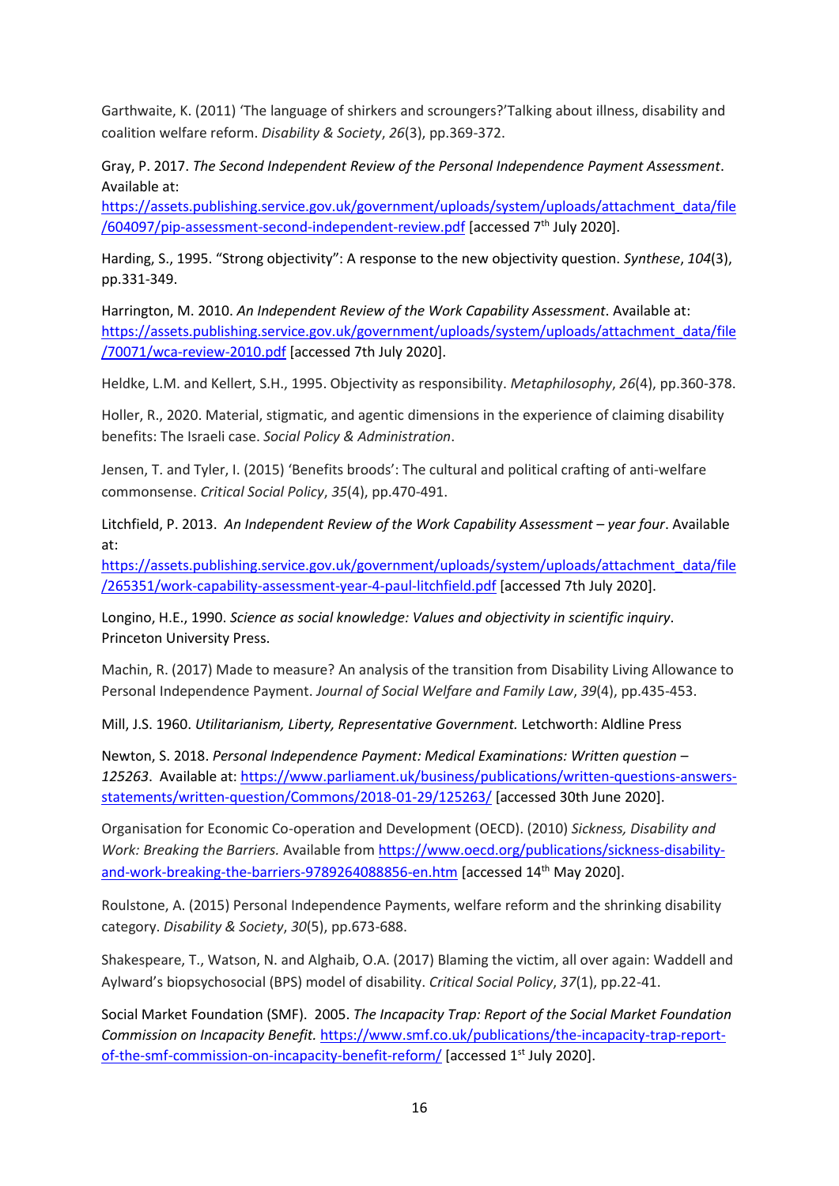Garthwaite, K. (2011) 'The language of shirkers and scroungers?'Talking about illness, disability and coalition welfare reform. *Disability & Society*, *26*(3), pp.369-372.

Gray, P. 2017. *The Second Independent Review of the Personal Independence Payment Assessment*. Available at: https://assets.publishing.service.gov.uk/government/uploads/system/uploads/attachment_data/file/604097/pip-assessment-second-independent-review.pdf [accessed 7th July 2020].

Harding, S., 1995. "Strong objectivity": A response to the new objectivity question. *Synthese*, *104*(3), pp.331-349.

Harrington, M. 2010. *An Independent Review of the Work Capability Assessment*. Available at: https://assets.publishing.service.gov.uk/government/uploads/system/uploads/attachment_data/file/70071/wca-review-2010.pdf [accessed 7th July 2020].

Heldke, L.M. and Kellert, S.H., 1995. Objectivity as responsibility. *Metaphilosophy*, *26*(4), pp.360-378.

Holler, R., 2020. Material, stigmatic, and agentic dimensions in the experience of claiming disability benefits: The Israeli case. *Social Policy & Administration*.

Jensen, T. and Tyler, I. (2015) 'Benefits broods': The cultural and political crafting of anti-welfare commonsense. *Critical Social Policy*, *35*(4), pp.470-491.

Litchfield, P. 2013. *An Independent Review of the Work Capability Assessment – year four*. Available at: https://assets.publishing.service.gov.uk/government/uploads/system/uploads/attachment_data/file/265351/work-capability-assessment-year-4-paul-litchfield.pdf [accessed 7th July 2020].

Longino, H.E., 1990. *Science as social knowledge: Values and objectivity in scientific inquiry*. Princeton University Press.

Machin, R. (2017) Made to measure? An analysis of the transition from Disability Living Allowance to Personal Independence Payment. *Journal of Social Welfare and Family Law*, *39*(4), pp.435-453.

Mill, J.S. 1960. *Utilitarianism, Liberty, Representative Government.* Letchworth: Aldline Press

Newton, S. 2018. *Personal Independence Payment: Medical Examinations: Written question – 125263*. Available at: https://www.parliament.uk/business/publications/written-questions-answers-statements/written-question/Commons/2018-01-29/125263/ [accessed 30th June 2020].

Organisation for Economic Co-operation and Development (OECD). (2010) *Sickness, Disability and Work: Breaking the Barriers.* Available from https://www.oecd.org/publications/sickness-disability-and-work-breaking-the-barriers-9789264088856-en.htm [accessed 14th May 2020].

Roulstone, A. (2015) Personal Independence Payments, welfare reform and the shrinking disability category. *Disability & Society*, *30*(5), pp.673-688.

Shakespeare, T., Watson, N. and Alghaib, O.A. (2017) Blaming the victim, all over again: Waddell and Aylward's biopsychosocial (BPS) model of disability. *Critical Social Policy*, *37*(1), pp.22-41.

Social Market Foundation (SMF). 2005. *The Incapacity Trap: Report of the Social Market Foundation Commission on Incapacity Benefit.* https://www.smf.co.uk/publications/the-incapacity-trap-report-of-the-smf-commission-on-incapacity-benefit-reform/ [accessed 1st July 2020].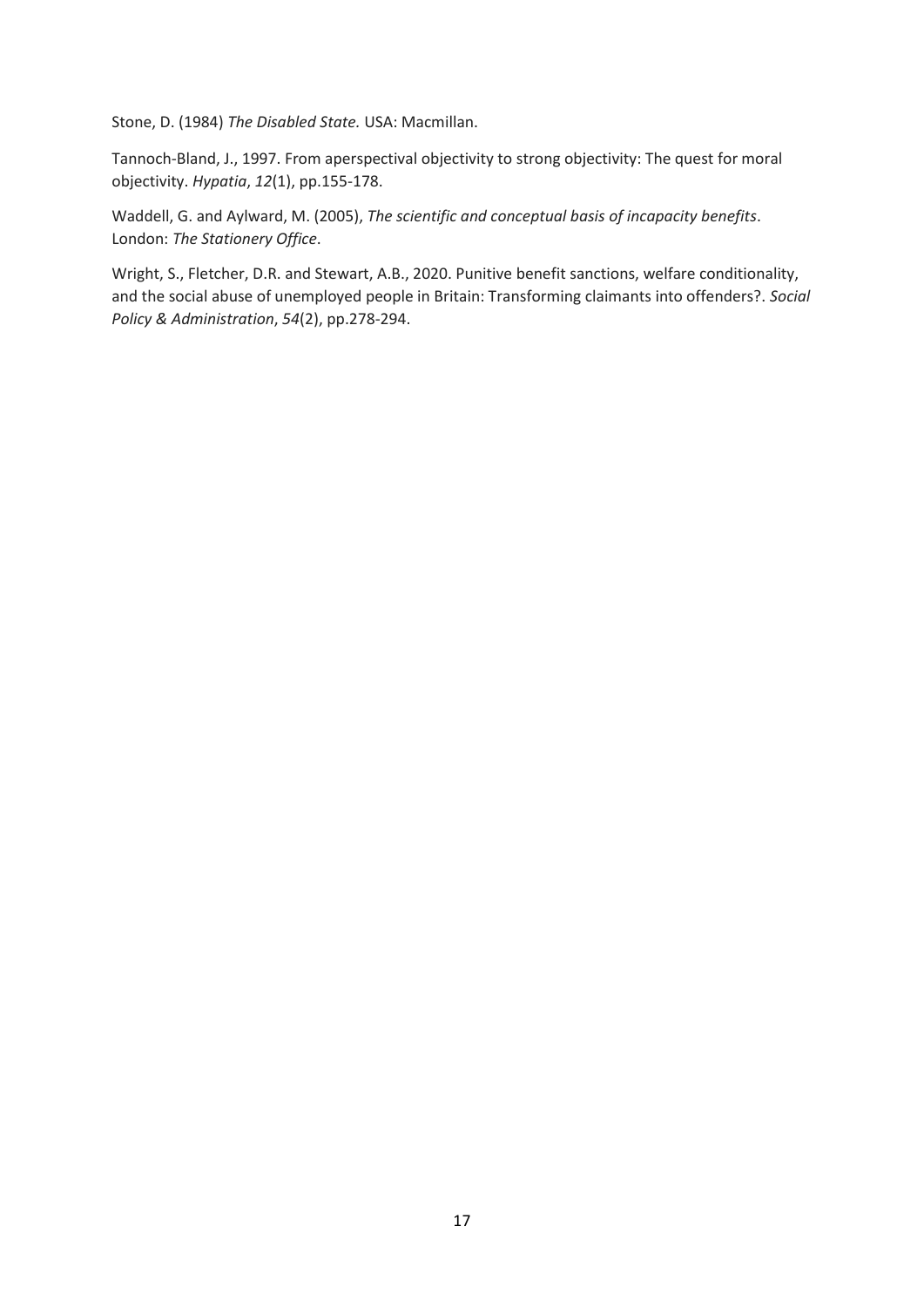Stone, D. (1984) *The Disabled State.* USA: Macmillan.

Tannoch-Bland, J., 1997. From aperspectival objectivity to strong objectivity: The quest for moral objectivity. *Hypatia*, *12*(1), pp.155-178.

Waddell, G. and Aylward, M. (2005), *The scientific and conceptual basis of incapacity benefits*. London: *The Stationery Office*.

Wright, S., Fletcher, D.R. and Stewart, A.B., 2020. Punitive benefit sanctions, welfare conditionality, and the social abuse of unemployed people in Britain: Transforming claimants into offenders?. *Social Policy & Administration*, *54*(2), pp.278-294.